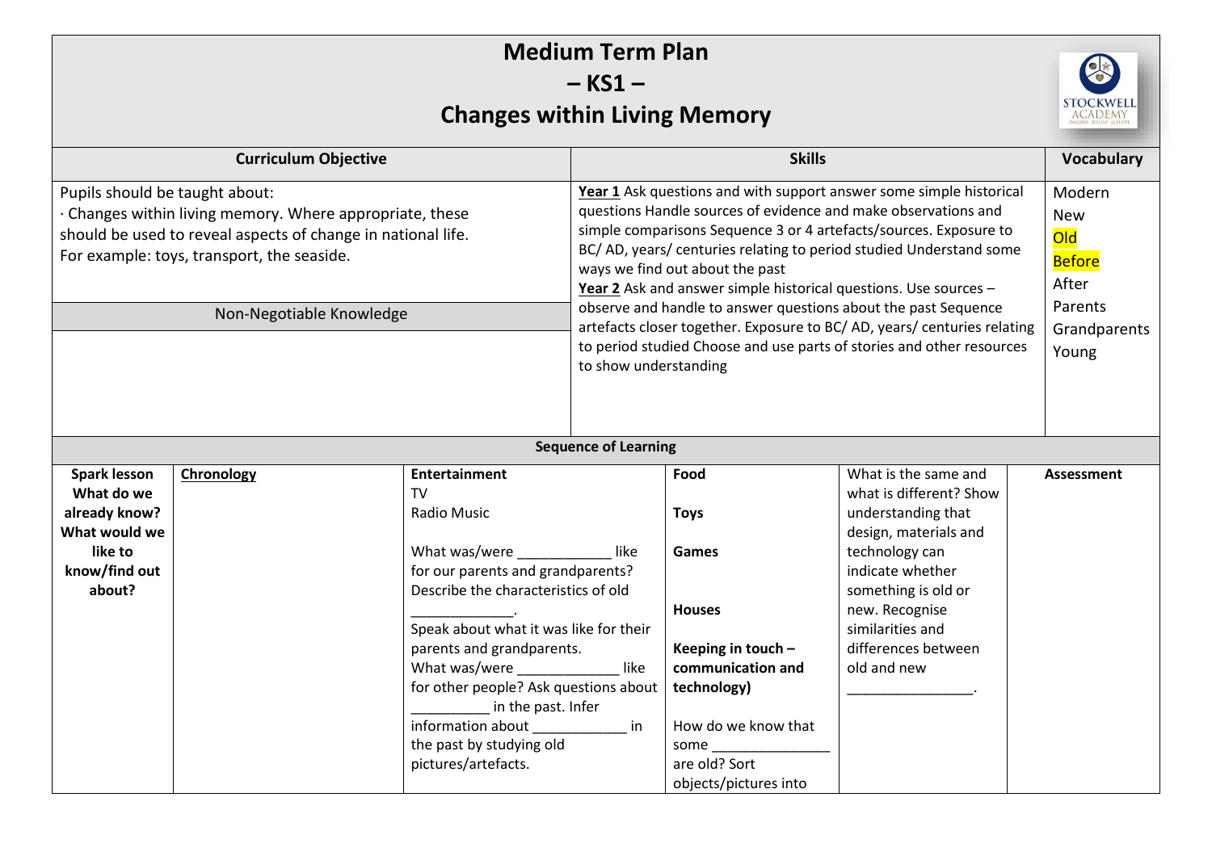# Medium Term Plan
## – KS1 –
## Changes within Living Memory

| Curriculum Objective | Skills | Vocabulary |
|---|---|---|
| Pupils should be taught about:<br>· Changes within living memory. Where appropriate, these should be used to reveal aspects of change in national life. For example: toys, transport, the seaside. | **Year 1** Ask questions and with support answer some simple historical questions Handle sources of evidence and make observations and simple comparisons Sequence 3 or 4 artefacts/sources. Exposure to BC/ AD, years/ centuries relating to period studied Understand some ways we find out about the past<br>**Year 2** Ask and answer simple historical questions. Use sources – observe and handle to answer questions about the past Sequence artefacts closer together. Exposure to BC/ AD, years/ centuries relating to period studied Choose and use parts of stories and other resources to show understanding | Modern<br>New<br>Old<br>Before<br>After<br>Parents<br>Grandparents<br>Young |
| Non-Negotiable Knowledge | | |
| | | |

### Sequence of Learning

| **Spark lesson What do we already know? What would we like to know/find out about?** | **Chronology** | **Entertainment**<br>TV<br>Radio Music<br><br>What was/were ____________ like for our parents and grandparents? Describe the characteristics of old _____________.<br>Speak about what it was like for their parents and grandparents.<br>What was/were _____________ like for other people? Ask questions about __________ in the past. Infer information about ____________ in the past by studying old pictures/artefacts. | **Food**<br><br>**Toys**<br><br>**Games**<br><br>**Houses**<br><br>**Keeping in touch – communication and technology)**<br><br>How do we know that some _______________ are old? Sort objects/pictures into | What is the same and what is different? Show understanding that design, materials and technology can indicate whether something is old or new. Recognise similarities and differences between old and new ________________. | **Assessment** |
|---|---|---|---|---|---|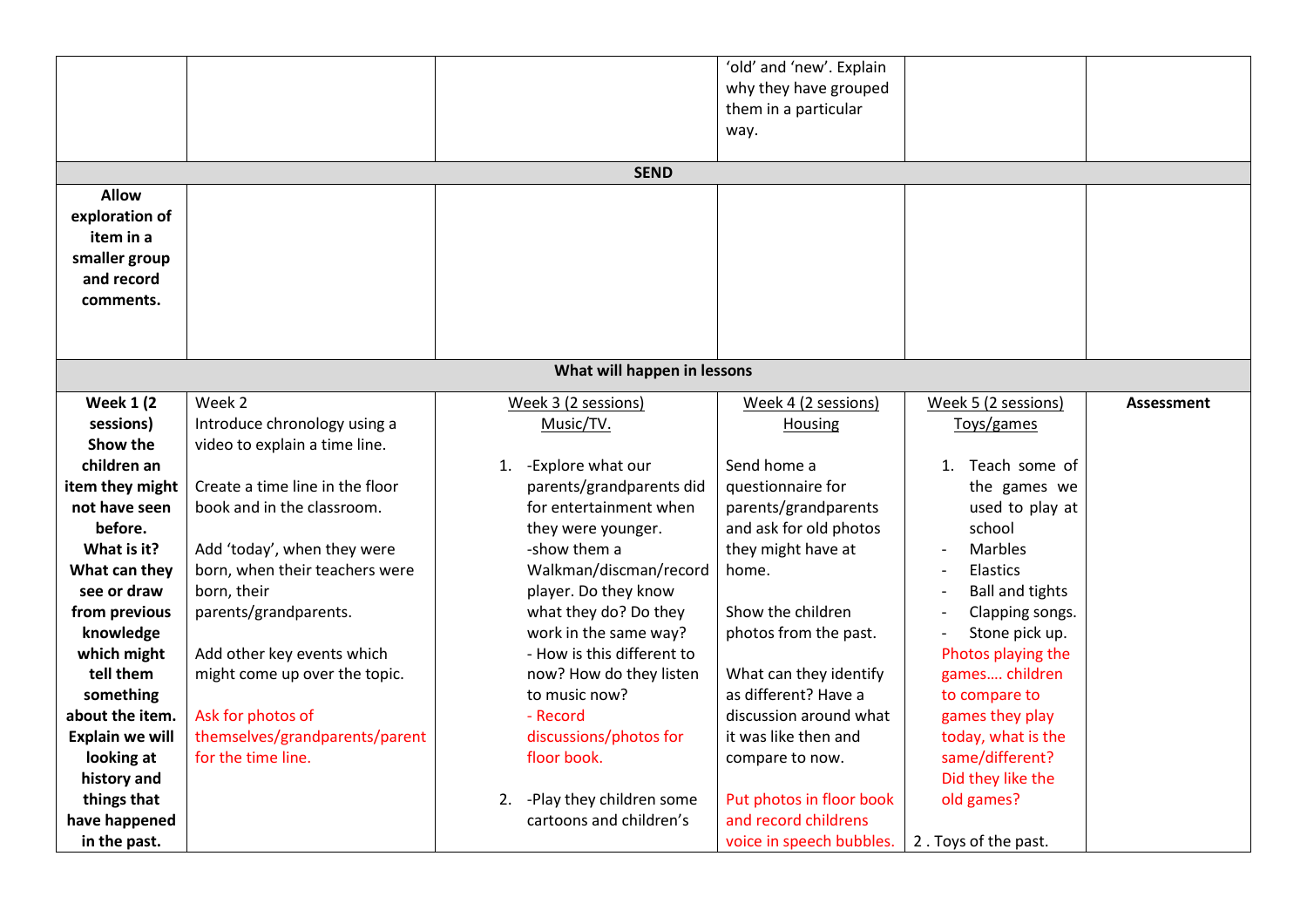|  |  |  | 'old' and 'new'. Explain why they have grouped them in a particular way. |  |  |
|---|---|---|---|---|---|
| **SEND** | | | | | |
| **Allow exploration of item in a smaller group and record comments.** |  |  |  |  |  |
| **What will happen in lessons** | | | | | |
| **Week 1 (2 sessions)**<br>**Show the children an item they might not have seen before.**<br>**What is it?**<br>**What can they see or draw from previous knowledge which might tell them something about the item.**<br>**Explain we will looking at history and things that have happened in the past.** | Week 2<br>Introduce chronology using a video to explain a time line.<br><br>Create a time line in the floor book and in the classroom.<br><br>Add 'today', when they were born, when their teachers were born, their parents/grandparents.<br><br>Add other key events which might come up over the topic.<br><br>Ask for photos of themselves/grandparents/parent for the time line. | Week 3 (2 sessions)<br>Music/TV.<br><br>1. -Explore what our parents/grandparents did for entertainment when they were younger.<br>-show them a Walkman/discman/record player. Do they know what they do? Do they work in the same way?<br>- How is this different to now? How do they listen to music now?<br>- Record discussions/photos for floor book.<br><br>2. -Play they children some cartoons and children's | Week 4 (2 sessions)<br>Housing<br><br>Send home a questionnaire for parents/grandparents and ask for old photos they might have at home.<br><br>Show the children photos from the past.<br><br>What can they identify as different? Have a discussion around what it was like then and compare to now.<br><br>Put photos in floor book and record childrens voice in speech bubbles. | Week 5 (2 sessions)<br>Toys/games<br><br>1. Teach some of the games we used to play at school<br>- Marbles<br>- Elastics<br>- Ball and tights<br>- Clapping songs.<br>- Stone pick up.<br>Photos playing the games…. children to compare to games they play today, what is the same/different? Did they like the old games?<br><br>2 . Toys of the past. | **Assessment** |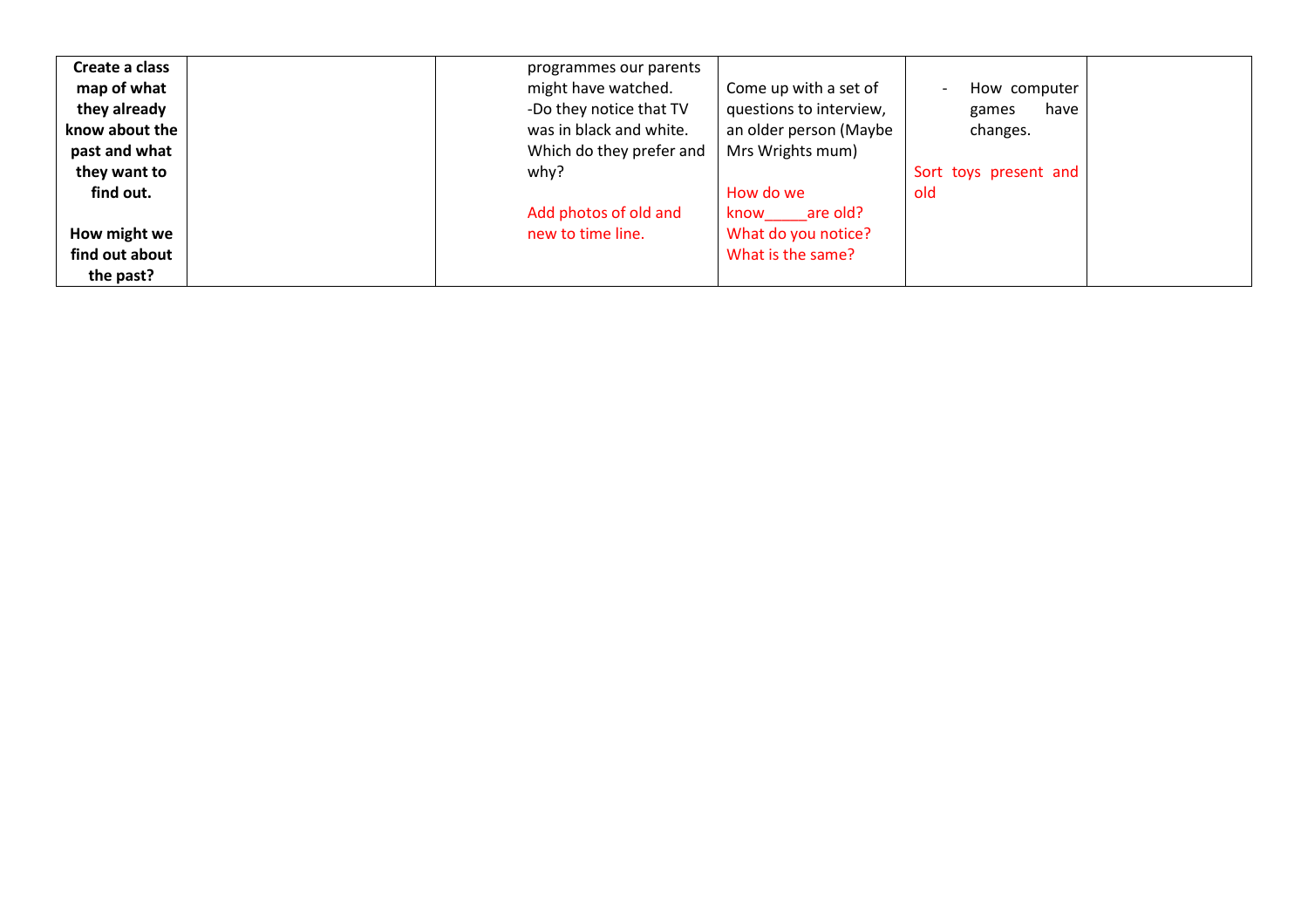| | | | | | | |
|---|---|---|---|---|---|---|
| **Create a class map of what they already know about the past and what they want to find out.**<br><br>**How might we find out about the past?** | | | programmes our parents might have watched.<br>-Do they notice that TV was in black and white. Which do they prefer and why?<br><br>Add photos of old and new to time line. | Come up with a set of questions to interview, an older person (Maybe Mrs Wrights mum)<br><br>How do we know_____are old?<br>What do you notice?<br>What is the same? | - How computer games have changes.<br><br>Sort toys present and old | |